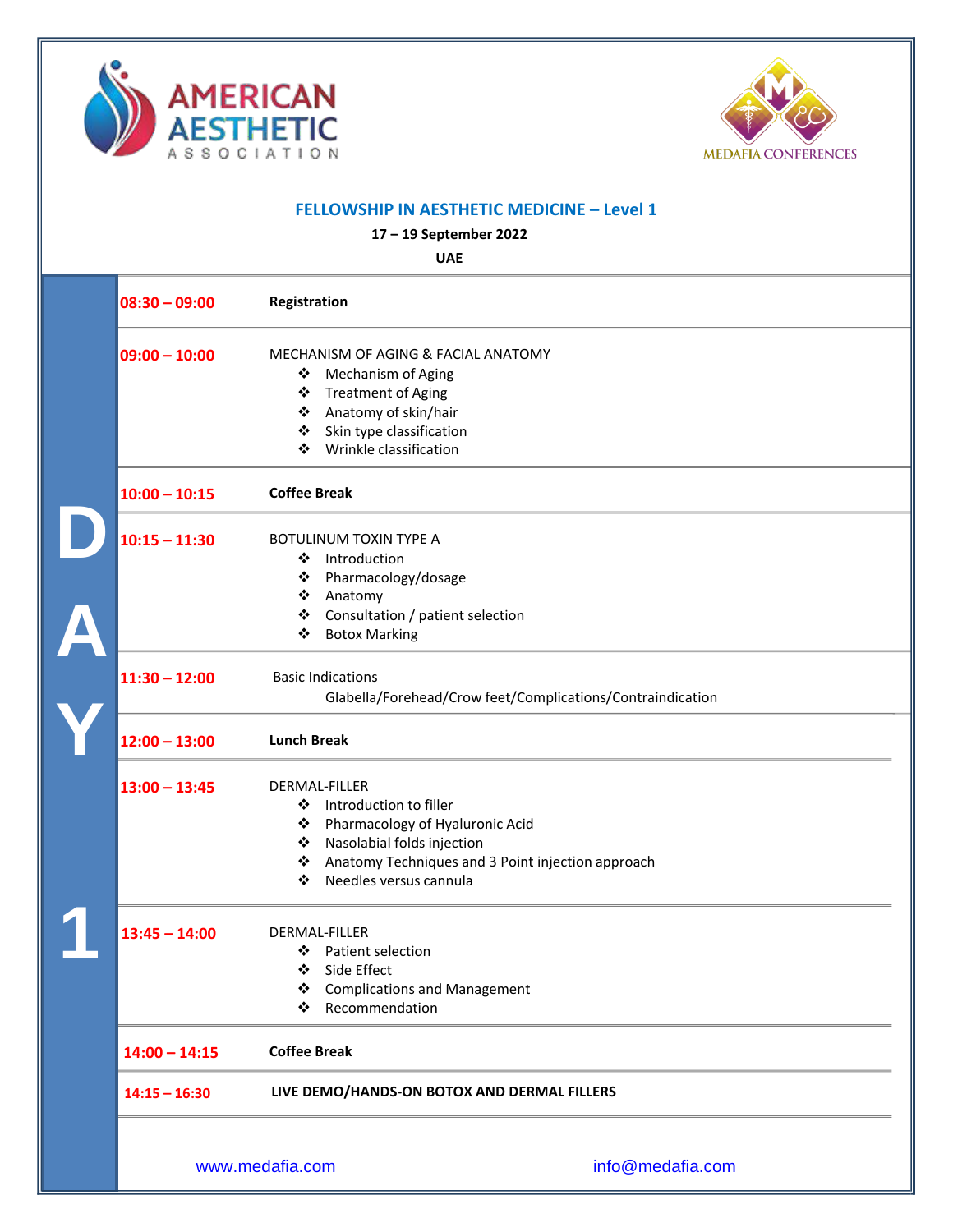AMERICAN AESTHETIC ASSOCIATION

MEDAFIA CONFERENCES

## FELLOWSHIP IN AESTHETIC MEDICINE – Level 1

**17 – 19 September 2022**

**UAE**

# DAY 1

**08:30 – 09:00** **Registration**

**09:00 – 10:00** MECHANISM OF AGING & FACIAL ANATOMY

- Mechanism of Aging
- Treatment of Aging
- Anatomy of skin/hair
- Skin type classification
- Wrinkle classification

**10:00 – 10:15** **Coffee Break**

**10:15 – 11:30** BOTULINUM TOXIN TYPE A

- Introduction
- Pharmacology/dosage
- Anatomy
- Consultation / patient selection
- Botox Marking

**11:30 – 12:00** Basic Indications

Glabella/Forehead/Crow feet/Complications/Contraindication

**12:00 – 13:00** **Lunch Break**

**13:00 – 13:45** DERMAL-FILLER

- Introduction to filler
- Pharmacology of Hyaluronic Acid
- Nasolabial folds injection
- Anatomy Techniques and 3 Point injection approach
- Needles versus cannula

**13:45 – 14:00** DERMAL-FILLER

- Patient selection
- Side Effect
- Complications and Management
- Recommendation

**14:00 – 14:15** **Coffee Break**

**14:15 – 16:30** **LIVE DEMO/HANDS-ON BOTOX AND DERMAL FILLERS**

www.medafia.com    info@medafia.com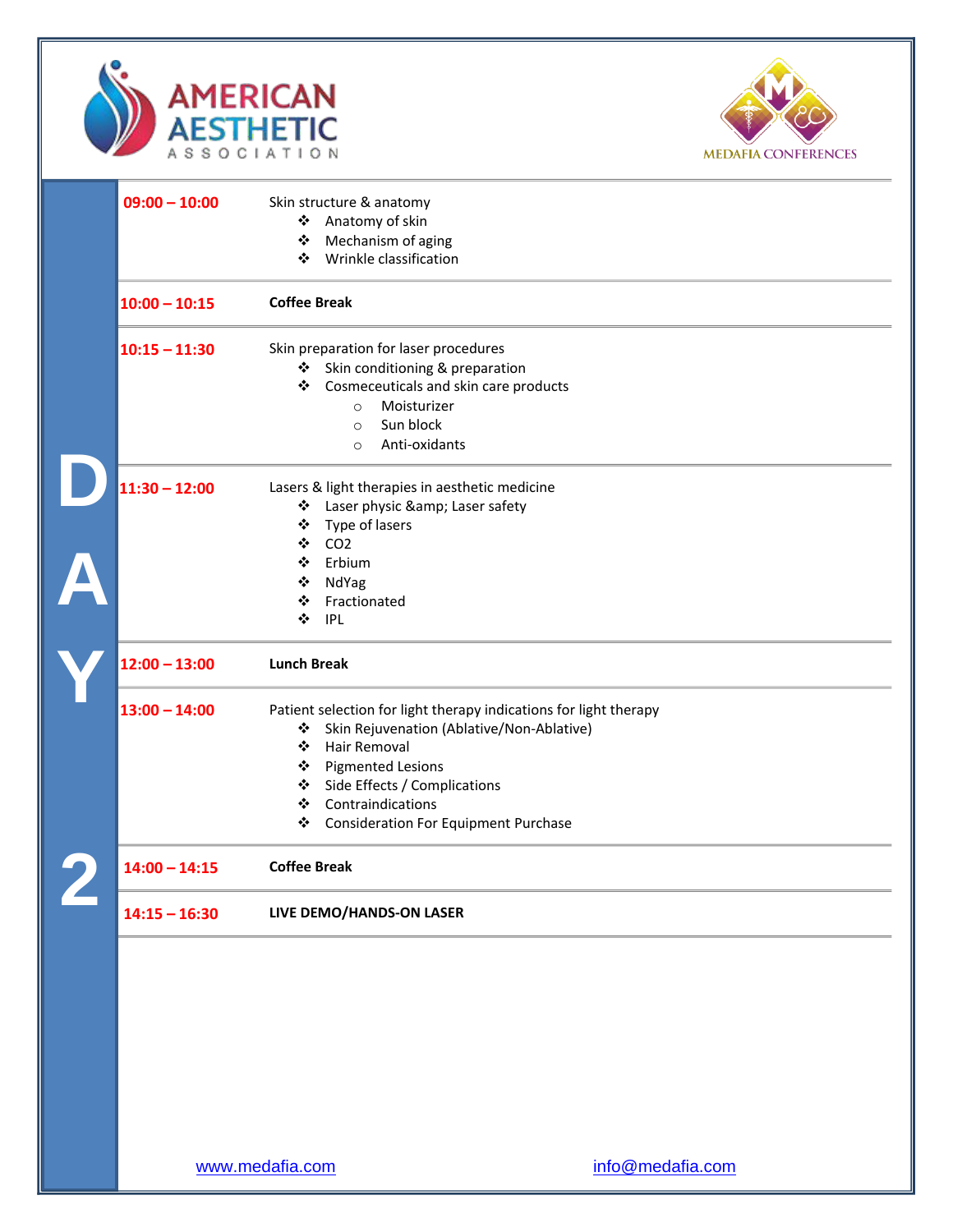AMERICAN AESTHETIC ASSOCIATION

MEDAFIA CONFERENCES

# DAY 2

**09:00 – 10:00** Skin structure & anatomy
- Anatomy of skin
- Mechanism of aging
- Wrinkle classification

**10:00 – 10:15** **Coffee Break**

**10:15 – 11:30** Skin preparation for laser procedures
- Skin conditioning & preparation
- Cosmeceuticals and skin care products
  - Moisturizer
  - Sun block
  - Anti-oxidants

**11:30 – 12:00** Lasers & light therapies in aesthetic medicine
- Laser physic &amp; Laser safety
- Type of lasers
- CO2
- Erbium
- NdYag
- Fractionated
- IPL

**12:00 – 13:00** **Lunch Break**

**13:00 – 14:00** Patient selection for light therapy indications for light therapy
- Skin Rejuvenation (Ablative/Non-Ablative)
- Hair Removal
- Pigmented Lesions
- Side Effects / Complications
- Contraindications
- Consideration For Equipment Purchase

**14:00 – 14:15** **Coffee Break**

**14:15 – 16:30** **LIVE DEMO/HANDS-ON LASER**

www.medafia.com info@medafia.com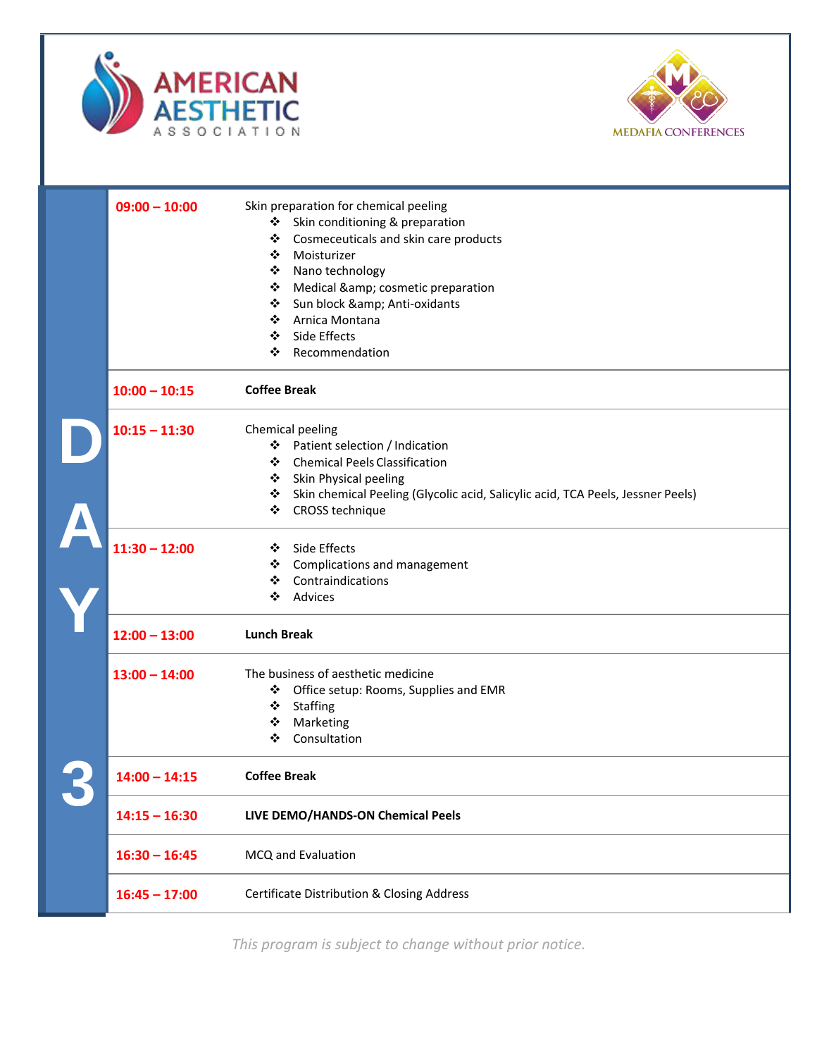AMERICAN AESTHETIC ASSOCIATION

MEDAFIA CONFERENCES

# DAY 3

| | |
|---|---|
| **09:00 – 10:00** | Skin preparation for chemical peeling<br>❖ Skin conditioning & preparation<br>❖ Cosmeceuticals and skin care products<br>❖ Moisturizer<br>❖ Nano technology<br>❖ Medical &amp; cosmetic preparation<br>❖ Sun block &amp; Anti-oxidants<br>❖ Arnica Montana<br>❖ Side Effects<br>❖ Recommendation |
| **10:00 – 10:15** | **Coffee Break** |
| **10:15 – 11:30** | Chemical peeling<br>❖ Patient selection / Indication<br>❖ Chemical Peels Classification<br>❖ Skin Physical peeling<br>❖ Skin chemical Peeling (Glycolic acid, Salicylic acid, TCA Peels, Jessner Peels)<br>❖ CROSS technique |
| **11:30 – 12:00** | ❖ Side Effects<br>❖ Complications and management<br>❖ Contraindications<br>❖ Advices |
| **12:00 – 13:00** | **Lunch Break** |
| **13:00 – 14:00** | The business of aesthetic medicine<br>❖ Office setup: Rooms, Supplies and EMR<br>❖ Staffing<br>❖ Marketing<br>❖ Consultation |
| **14:00 – 14:15** | **Coffee Break** |
| **14:15 – 16:30** | **LIVE DEMO/HANDS-ON Chemical Peels** |
| **16:30 – 16:45** | MCQ and Evaluation |
| **16:45 – 17:00** | Certificate Distribution & Closing Address |

*This program is subject to change without prior notice.*